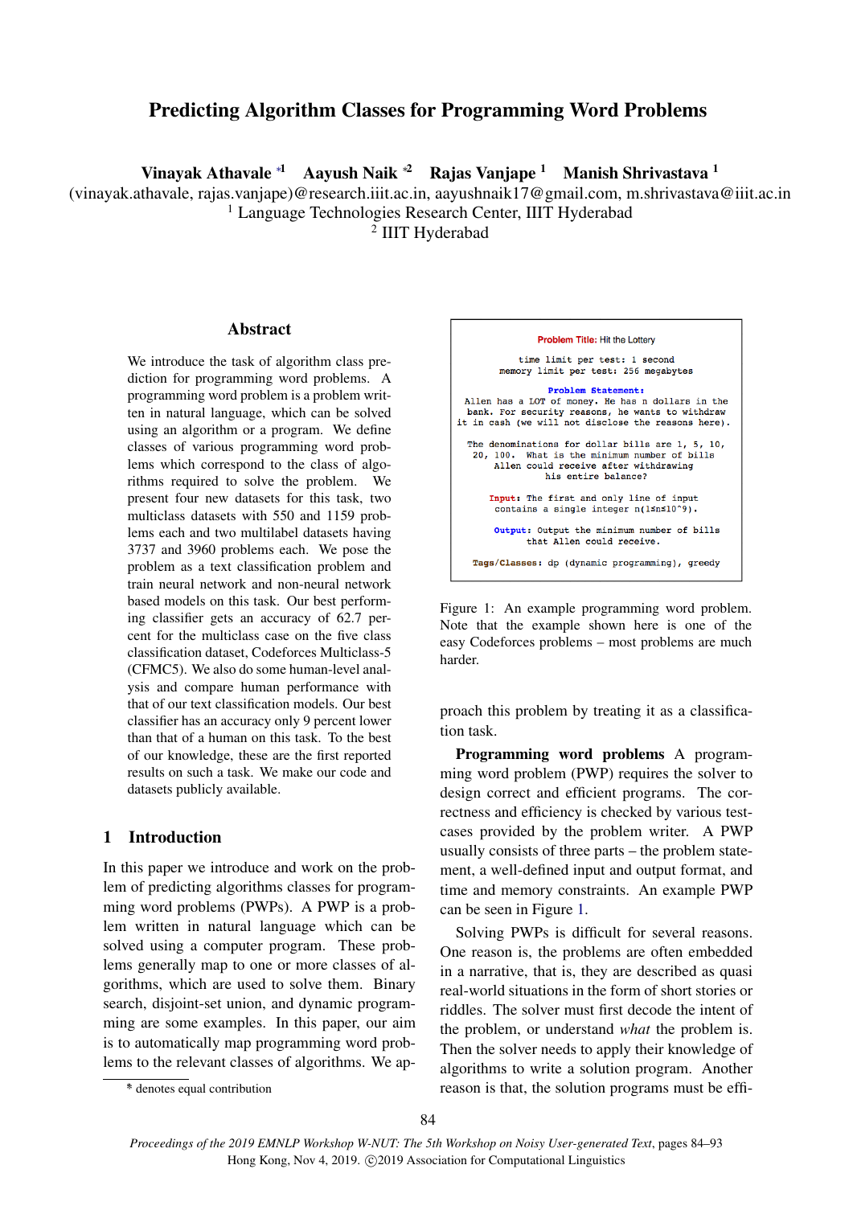# Predicting Algorithm Classes for Programming Word Problems

**Vinayak Athavale** *[1] **Aayush Naik** *[2] **Rajas Vanjape** [1] **Manish Shrivastava** [1]

(vinayak.athavale, rajas.vanjape)@research.iiit.ac.in, aayushnaik17@gmail.com, m.shrivastava@iiit.ac.in

[1] Language Technologies Research Center, IIIT Hyderabad

[2] IIIT Hyderabad

## Abstract

We introduce the task of algorithm class prediction for programming word problems. A programming word problem is a problem written in natural language, which can be solved using an algorithm or a program. We define classes of various programming word problems which correspond to the class of algorithms required to solve the problem. We present four new datasets for this task, two multiclass datasets with 550 and 1159 problems each and two multilabel datasets having 3737 and 3960 problems each. We pose the problem as a text classification problem and train neural network and non-neural network based models on this task. Our best performing classifier gets an accuracy of 62.7 percent for the multiclass case on the five class classification dataset, Codeforces Multiclass-5 (CFMC5). We also do some human-level analysis and compare human performance with that of our text classification models. Our best classifier has an accuracy only 9 percent lower than that of a human on this task. To the best of our knowledge, these are the first reported results on such a task. We make our code and datasets publicly available.

## 1 Introduction

In this paper we introduce and work on the problem of predicting algorithms classes for programming word problems (PWPs). A PWP is a problem written in natural language which can be solved using a computer program. These problems generally map to one or more classes of algorithms, which are used to solve them. Binary search, disjoint-set union, and dynamic programming are some examples. In this paper, our aim is to automatically map programming word problems to the relevant classes of algorithms. We approach this problem by treating it as a classification task.

```
Problem Title: Hit the Lottery

time limit per test: 1 second
memory limit per test: 256 megabytes

Problem Statement:
Allen has a LOT of money. He has n dollars in the
bank. For security reasons, he wants to withdraw
it in cash (we will not disclose the reasons here).

The denominations for dollar bills are 1, 5, 10,
20, 100. What is the minimum number of bills
Allen could receive after withdrawing
his entire balance?

Input: The first and only line of input
contains a single integer n(1≤n≤10^9).

Output: Output the minimum number of bills
that Allen could receive.

Tags/Classes: dp (dynamic programming), greedy
```

Figure 1: An example programming word problem. Note that the example shown here is one of the easy Codeforces problems – most problems are much harder.

**Programming word problems** A programming word problem (PWP) requires the solver to design correct and efficient programs. The correctness and efficiency is checked by various test-cases provided by the problem writer. A PWP usually consists of three parts – the problem statement, a well-defined input and output format, and time and memory constraints. An example PWP can be seen in Figure 1.

Solving PWPs is difficult for several reasons. One reason is, the problems are often embedded in a narrative, that is, they are described as quasi real-world situations in the form of short stories or riddles. The solver must first decode the intent of the problem, or understand *what* the problem is. Then the solver needs to apply their knowledge of algorithms to write a solution program. Another reason is that, the solution programs must be effi-

* denotes equal contribution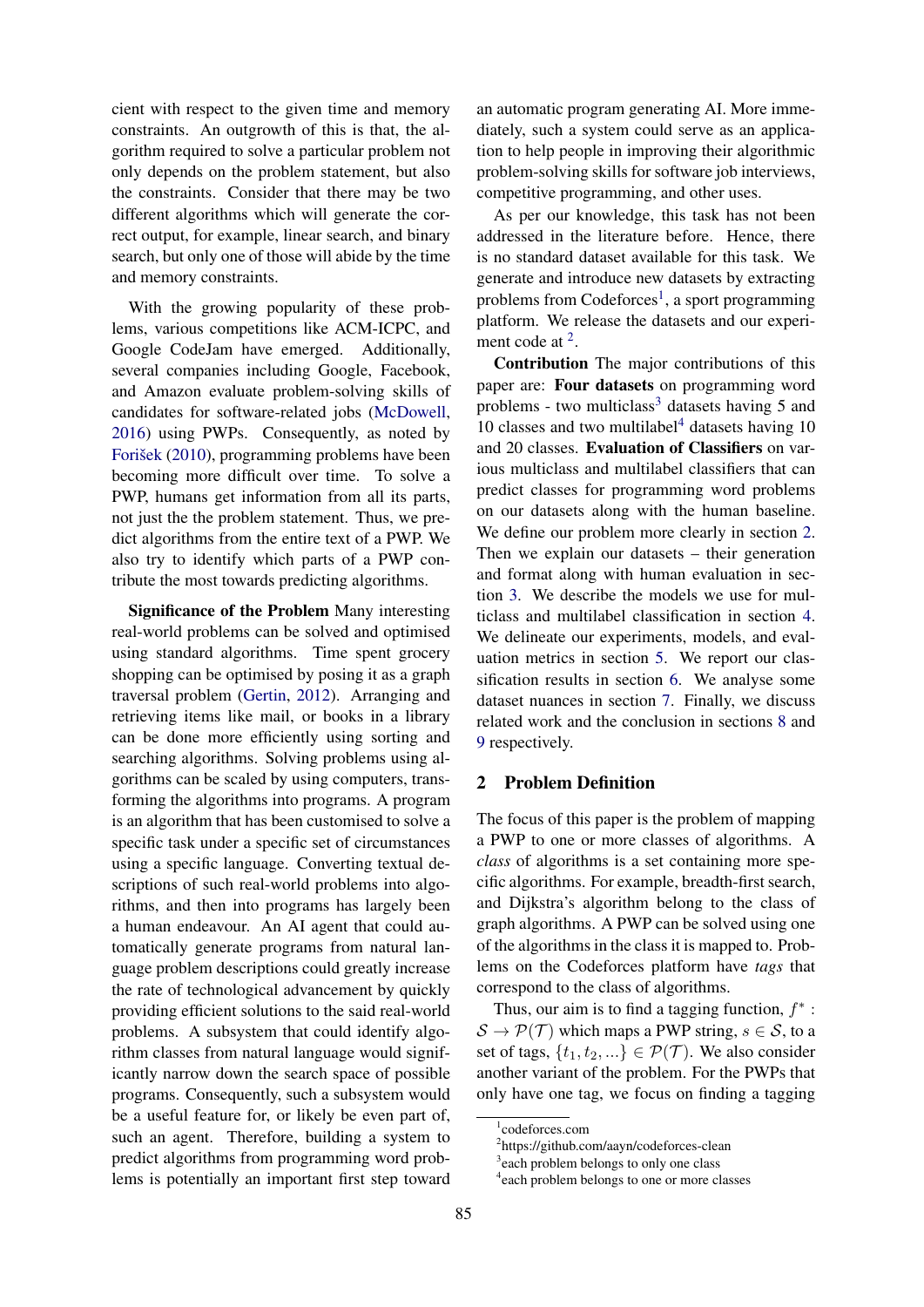cient with respect to the given time and memory constraints. An outgrowth of this is that, the algorithm required to solve a particular problem not only depends on the problem statement, but also the constraints. Consider that there may be two different algorithms which will generate the correct output, for example, linear search, and binary search, but only one of those will abide by the time and memory constraints.

With the growing popularity of these problems, various competitions like ACM-ICPC, and Google CodeJam have emerged. Additionally, several companies including Google, Facebook, and Amazon evaluate problem-solving skills of candidates for software-related jobs (McDowell, 2016) using PWPs. Consequently, as noted by Forišek (2010), programming problems have been becoming more difficult over time. To solve a PWP, humans get information from all its parts, not just the the problem statement. Thus, we predict algorithms from the entire text of a PWP. We also try to identify which parts of a PWP contribute the most towards predicting algorithms.

**Significance of the Problem** Many interesting real-world problems can be solved and optimised using standard algorithms. Time spent grocery shopping can be optimised by posing it as a graph traversal problem (Gertin, 2012). Arranging and retrieving items like mail, or books in a library can be done more efficiently using sorting and searching algorithms. Solving problems using algorithms can be scaled by using computers, transforming the algorithms into programs. A program is an algorithm that has been customised to solve a specific task under a specific set of circumstances using a specific language. Converting textual descriptions of such real-world problems into algorithms, and then into programs has largely been a human endeavour. An AI agent that could automatically generate programs from natural language problem descriptions could greatly increase the rate of technological advancement by quickly providing efficient solutions to the said real-world problems. A subsystem that could identify algorithm classes from natural language would significantly narrow down the search space of possible programs. Consequently, such a subsystem would be a useful feature for, or likely be even part of, such an agent. Therefore, building a system to predict algorithms from programming word problems is potentially an important first step toward an automatic program generating AI. More immediately, such a system could serve as an application to help people in improving their algorithmic problem-solving skills for software job interviews, competitive programming, and other uses.

As per our knowledge, this task has not been addressed in the literature before. Hence, there is no standard dataset available for this task. We generate and introduce new datasets by extracting problems from Codeforces[1], a sport programming platform. We release the datasets and our experiment code at [2].

**Contribution** The major contributions of this paper are: **Four datasets** on programming word problems - two multiclass[3] datasets having 5 and 10 classes and two multilabel[4] datasets having 10 and 20 classes. **Evaluation of Classifiers** on various multiclass and multilabel classifiers that can predict classes for programming word problems on our datasets along with the human baseline. We define our problem more clearly in section 2. Then we explain our datasets – their generation and format along with human evaluation in section 3. We describe the models we use for multiclass and multilabel classification in section 4. We delineate our experiments, models, and evaluation metrics in section 5. We report our classification results in section 6. We analyse some dataset nuances in section 7. Finally, we discuss related work and the conclusion in sections 8 and 9 respectively.

## 2 Problem Definition

The focus of this paper is the problem of mapping a PWP to one or more classes of algorithms. A *class* of algorithms is a set containing more specific algorithms. For example, breadth-first search, and Dijkstra's algorithm belong to the class of graph algorithms. A PWP can be solved using one of the algorithms in the class it is mapped to. Problems on the Codeforces platform have *tags* that correspond to the class of algorithms.

Thus, our aim is to find a tagging function, $f^* : \mathcal{S} \rightarrow \mathcal{P}(\mathcal{T})$ which maps a PWP string, $s \in \mathcal{S}$, to a set of tags, $\{t_1, t_2, ...\} \in \mathcal{P}(\mathcal{T})$. We also consider another variant of the problem. For the PWPs that only have one tag, we focus on finding a tagging

[1] codeforces.com

[2] https://github.com/aayn/codeforces-clean

[3] each problem belongs to only one class

[4] each problem belongs to one or more classes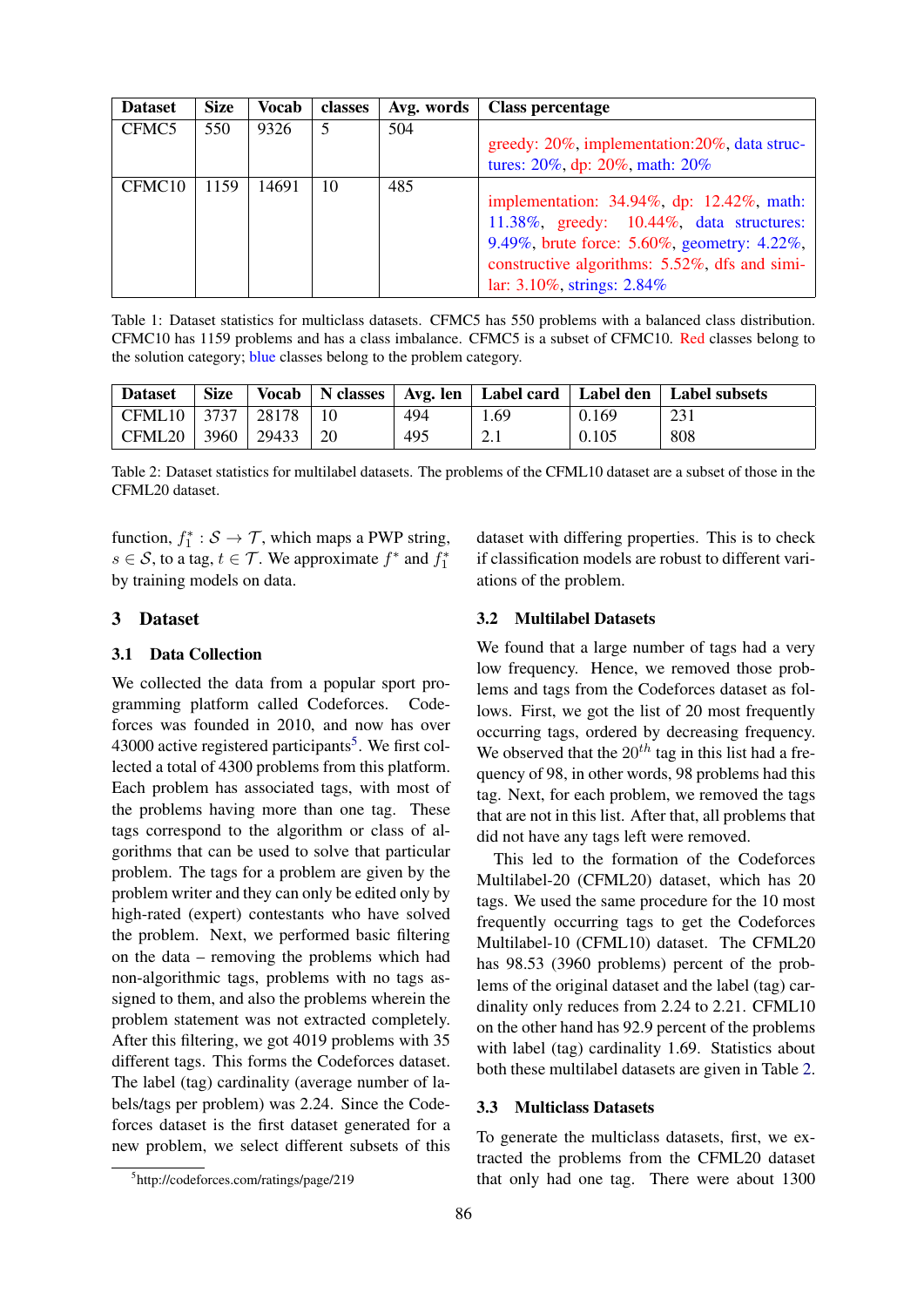| Dataset | Size | Vocab | classes | Avg. words | Class percentage |
|---|---|---|---|---|---|
| CFMC5 | 550 | 9326 | 5 | 504 | greedy: 20%, implementation:20%, data structures: 20%, dp: 20%, math: 20% |
| CFMC10 | 1159 | 14691 | 10 | 485 | implementation: 34.94%, dp: 12.42%, math: 11.38%, greedy: 10.44%, data structures: 9.49%, brute force: 5.60%, geometry: 4.22%, constructive algorithms: 5.52%, dfs and similar: 3.10%, strings: 2.84% |

Table 1: Dataset statistics for multiclass datasets. CFMC5 has 550 problems with a balanced class distribution. CFMC10 has 1159 problems and has a class imbalance. CFMC5 is a subset of CFMC10. Red classes belong to the solution category; blue classes belong to the problem category.

| Dataset | Size | Vocab | N classes | Avg. len | Label card | Label den | Label subsets |
|---|---|---|---|---|---|---|---|
| CFML10 | 3737 | 28178 | 10 | 494 | 1.69 | 0.169 | 231 |
| CFML20 | 3960 | 29433 | 20 | 495 | 2.1 | 0.105 | 808 |

Table 2: Dataset statistics for multilabel datasets. The problems of the CFML10 dataset are a subset of those in the CFML20 dataset.

function, $f_1^* : \mathcal{S} \rightarrow \mathcal{T}$, which maps a PWP string, $s \in \mathcal{S}$, to a tag, $t \in \mathcal{T}$. We approximate $f^*$ and $f_1^*$ by training models on data.

## 3 Dataset

### 3.1 Data Collection

We collected the data from a popular sport programming platform called Codeforces. Codeforces was founded in 2010, and now has over 43000 active registered participants[5]. We first collected a total of 4300 problems from this platform. Each problem has associated tags, with most of the problems having more than one tag. These tags correspond to the algorithm or class of algorithms that can be used to solve that particular problem. The tags for a problem are given by the problem writer and they can only be edited only by high-rated (expert) contestants who have solved the problem. Next, we performed basic filtering on the data – removing the problems which had non-algorithmic tags, problems with no tags assigned to them, and also the problems wherein the problem statement was not extracted completely. After this filtering, we got 4019 problems with 35 different tags. This forms the Codeforces dataset. The label (tag) cardinality (average number of labels/tags per problem) was 2.24. Since the Codeforces dataset is the first dataset generated for a new problem, we select different subsets of this dataset with differing properties. This is to check if classification models are robust to different variations of the problem.

### 3.2 Multilabel Datasets

We found that a large number of tags had a very low frequency. Hence, we removed those problems and tags from the Codeforces dataset as follows. First, we got the list of 20 most frequently occurring tags, ordered by decreasing frequency. We observed that the $20^{th}$ tag in this list had a frequency of 98, in other words, 98 problems had this tag. Next, for each problem, we removed the tags that are not in this list. After that, all problems that did not have any tags left were removed.

This led to the formation of the Codeforces Multilabel-20 (CFML20) dataset, which has 20 tags. We used the same procedure for the 10 most frequently occurring tags to get the Codeforces Multilabel-10 (CFML10) dataset. The CFML20 has 98.53 (3960 problems) percent of the problems of the original dataset and the label (tag) cardinality only reduces from 2.24 to 2.21. CFML10 on the other hand has 92.9 percent of the problems with label (tag) cardinality 1.69. Statistics about both these multilabel datasets are given in Table 2.

### 3.3 Multiclass Datasets

To generate the multiclass datasets, first, we extracted the problems from the CFML20 dataset that only had one tag. There were about 1300

[5]http://codeforces.com/ratings/page/219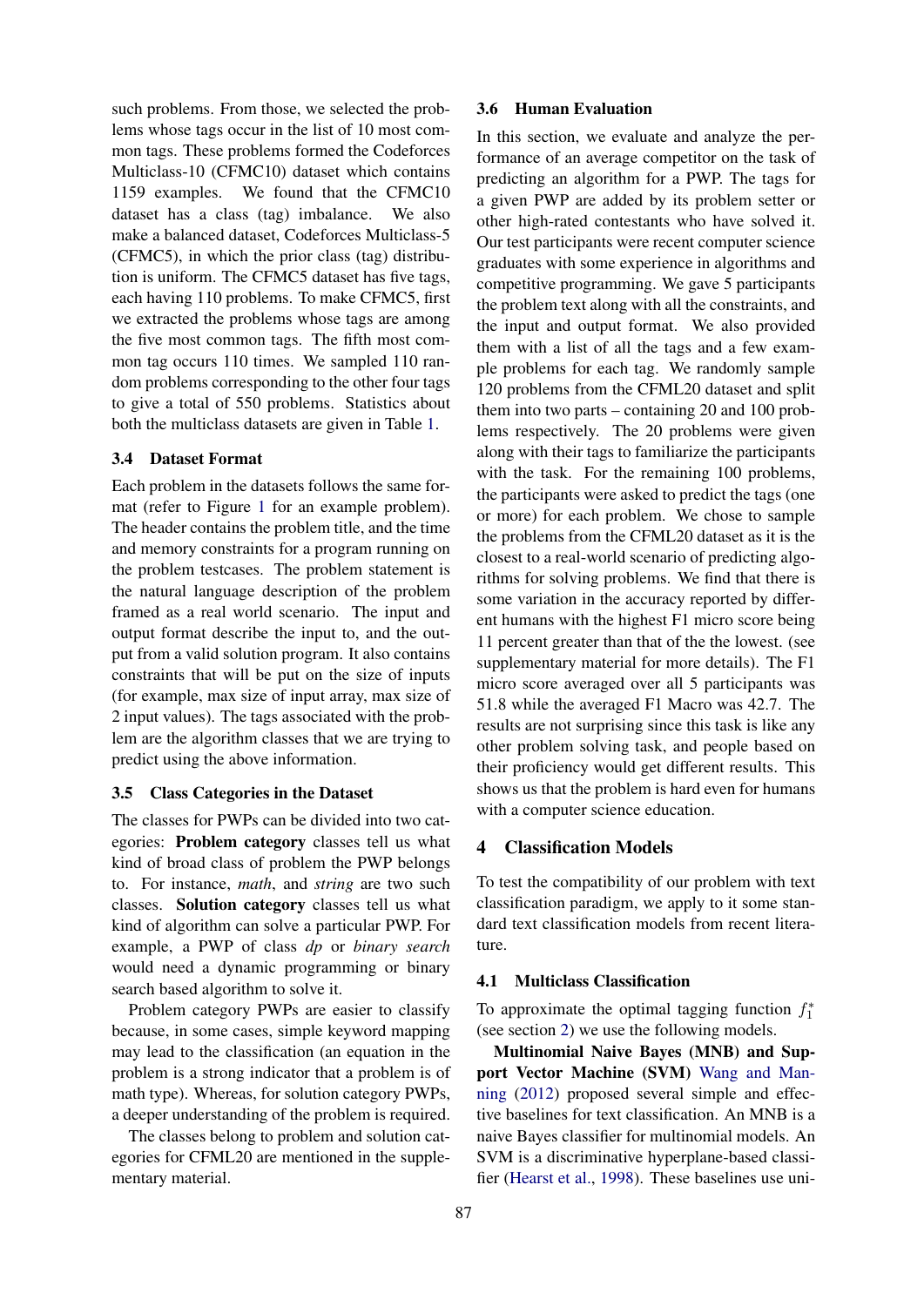such problems. From those, we selected the problems whose tags occur in the list of 10 most common tags. These problems formed the Codeforces Multiclass-10 (CFMC10) dataset which contains 1159 examples. We found that the CFMC10 dataset has a class (tag) imbalance. We also make a balanced dataset, Codeforces Multiclass-5 (CFMC5), in which the prior class (tag) distribution is uniform. The CFMC5 dataset has five tags, each having 110 problems. To make CFMC5, first we extracted the problems whose tags are among the five most common tags. The fifth most common tag occurs 110 times. We sampled 110 random problems corresponding to the other four tags to give a total of 550 problems. Statistics about both the multiclass datasets are given in Table 1.

### 3.4 Dataset Format

Each problem in the datasets follows the same format (refer to Figure 1 for an example problem). The header contains the problem title, and the time and memory constraints for a program running on the problem testcases. The problem statement is the natural language description of the problem framed as a real world scenario. The input and output format describe the input to, and the output from a valid solution program. It also contains constraints that will be put on the size of inputs (for example, max size of input array, max size of 2 input values). The tags associated with the problem are the algorithm classes that we are trying to predict using the above information.

### 3.5 Class Categories in the Dataset

The classes for PWPs can be divided into two categories: **Problem category** classes tell us what kind of broad class of problem the PWP belongs to. For instance, *math*, and *string* are two such classes. **Solution category** classes tell us what kind of algorithm can solve a particular PWP. For example, a PWP of class *dp* or *binary search* would need a dynamic programming or binary search based algorithm to solve it.

Problem category PWPs are easier to classify because, in some cases, simple keyword mapping may lead to the classification (an equation in the problem is a strong indicator that a problem is of math type). Whereas, for solution category PWPs, a deeper understanding of the problem is required.

The classes belong to problem and solution categories for CFML20 are mentioned in the supplementary material.

### 3.6 Human Evaluation

In this section, we evaluate and analyze the performance of an average competitor on the task of predicting an algorithm for a PWP. The tags for a given PWP are added by its problem setter or other high-rated contestants who have solved it. Our test participants were recent computer science graduates with some experience in algorithms and competitive programming. We gave 5 participants the problem text along with all the constraints, and the input and output format. We also provided them with a list of all the tags and a few example problems for each tag. We randomly sample 120 problems from the CFML20 dataset and split them into two parts – containing 20 and 100 problems respectively. The 20 problems were given along with their tags to familiarize the participants with the task. For the remaining 100 problems, the participants were asked to predict the tags (one or more) for each problem. We chose to sample the problems from the CFML20 dataset as it is the closest to a real-world scenario of predicting algorithms for solving problems. We find that there is some variation in the accuracy reported by different humans with the highest F1 micro score being 11 percent greater than that of the the lowest. (see supplementary material for more details). The F1 micro score averaged over all 5 participants was 51.8 while the averaged F1 Macro was 42.7. The results are not surprising since this task is like any other problem solving task, and people based on their proficiency would get different results. This shows us that the problem is hard even for humans with a computer science education.

## 4 Classification Models

To test the compatibility of our problem with text classification paradigm, we apply to it some standard text classification models from recent literature.

### 4.1 Multiclass Classification

To approximate the optimal tagging function $f_1^*$ (see section 2) we use the following models.

**Multinomial Naive Bayes (MNB) and Support Vector Machine (SVM)** Wang and Manning (2012) proposed several simple and effective baselines for text classification. An MNB is a naive Bayes classifier for multinomial models. An SVM is a discriminative hyperplane-based classifier (Hearst et al., 1998). These baselines use uni-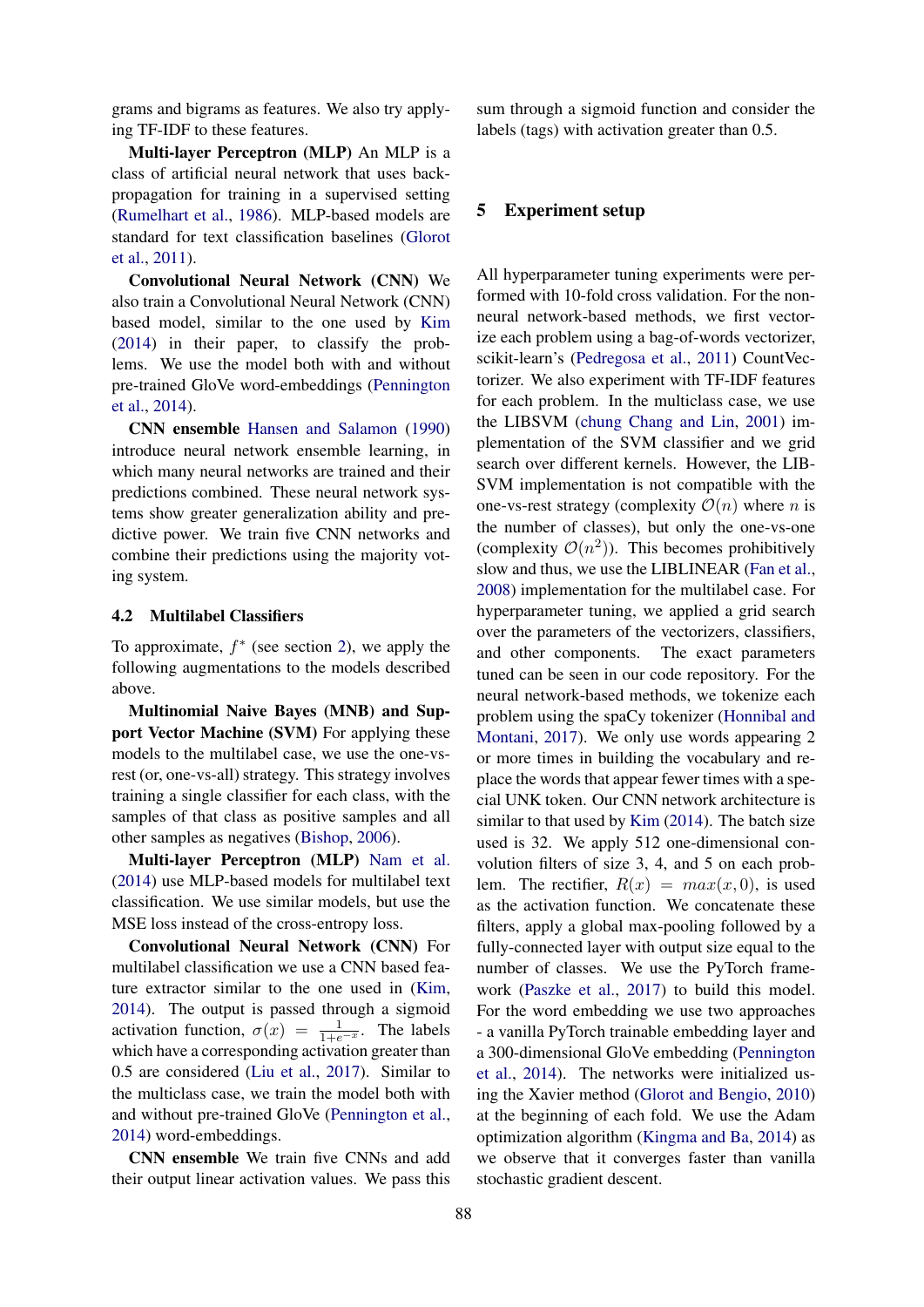grams and bigrams as features. We also try applying TF-IDF to these features.

**Multi-layer Perceptron (MLP)** An MLP is a class of artificial neural network that uses backpropagation for training in a supervised setting (Rumelhart et al., 1986). MLP-based models are standard for text classification baselines (Glorot et al., 2011).

**Convolutional Neural Network (CNN)** We also train a Convolutional Neural Network (CNN) based model, similar to the one used by Kim (2014) in their paper, to classify the problems. We use the model both with and without pre-trained GloVe word-embeddings (Pennington et al., 2014).

**CNN ensemble** Hansen and Salamon (1990) introduce neural network ensemble learning, in which many neural networks are trained and their predictions combined. These neural network systems show greater generalization ability and predictive power. We train five CNN networks and combine their predictions using the majority voting system.

### 4.2 Multilabel Classifiers

To approximate, $f^*$ (see section 2), we apply the following augmentations to the models described above.

**Multinomial Naive Bayes (MNB) and Support Vector Machine (SVM)** For applying these models to the multilabel case, we use the one-vs-rest (or, one-vs-all) strategy. This strategy involves training a single classifier for each class, with the samples of that class as positive samples and all other samples as negatives (Bishop, 2006).

**Multi-layer Perceptron (MLP)** Nam et al. (2014) use MLP-based models for multilabel text classification. We use similar models, but use the MSE loss instead of the cross-entropy loss.

**Convolutional Neural Network (CNN)** For multilabel classification we use a CNN based feature extractor similar to the one used in (Kim, 2014). The output is passed through a sigmoid activation function, $\sigma(x) = \frac{1}{1+e^{-x}}$. The labels which have a corresponding activation greater than 0.5 are considered (Liu et al., 2017). Similar to the multiclass case, we train the model both with and without pre-trained GloVe (Pennington et al., 2014) word-embeddings.

**CNN ensemble** We train five CNNs and add their output linear activation values. We pass this sum through a sigmoid function and consider the labels (tags) with activation greater than 0.5.

## 5 Experiment setup

All hyperparameter tuning experiments were performed with 10-fold cross validation. For the non-neural network-based methods, we first vectorize each problem using a bag-of-words vectorizer, scikit-learn's (Pedregosa et al., 2011) CountVectorizer. We also experiment with TF-IDF features for each problem. In the multiclass case, we use the LIBSVM (chung Chang and Lin, 2001) implementation of the SVM classifier and we grid search over different kernels. However, the LIBSVM implementation is not compatible with the one-vs-rest strategy (complexity $\mathcal{O}(n)$ where $n$ is the number of classes), but only the one-vs-one (complexity $\mathcal{O}(n^2)$). This becomes prohibitively slow and thus, we use the LIBLINEAR (Fan et al., 2008) implementation for the multilabel case. For hyperparameter tuning, we applied a grid search over the parameters of the vectorizers, classifiers, and other components. The exact parameters tuned can be seen in our code repository. For the neural network-based methods, we tokenize each problem using the spaCy tokenizer (Honnibal and Montani, 2017). We only use words appearing 2 or more times in building the vocabulary and replace the words that appear fewer times with a special UNK token. Our CNN network architecture is similar to that used by Kim (2014). The batch size used is 32. We apply 512 one-dimensional convolution filters of size 3, 4, and 5 on each problem. The rectifier, $R(x) = max(x, 0)$, is used as the activation function. We concatenate these filters, apply a global max-pooling followed by a fully-connected layer with output size equal to the number of classes. We use the PyTorch framework (Paszke et al., 2017) to build this model. For the word embedding we use two approaches - a vanilla PyTorch trainable embedding layer and a 300-dimensional GloVe embedding (Pennington et al., 2014). The networks were initialized using the Xavier method (Glorot and Bengio, 2010) at the beginning of each fold. We use the Adam optimization algorithm (Kingma and Ba, 2014) as we observe that it converges faster than vanilla stochastic gradient descent.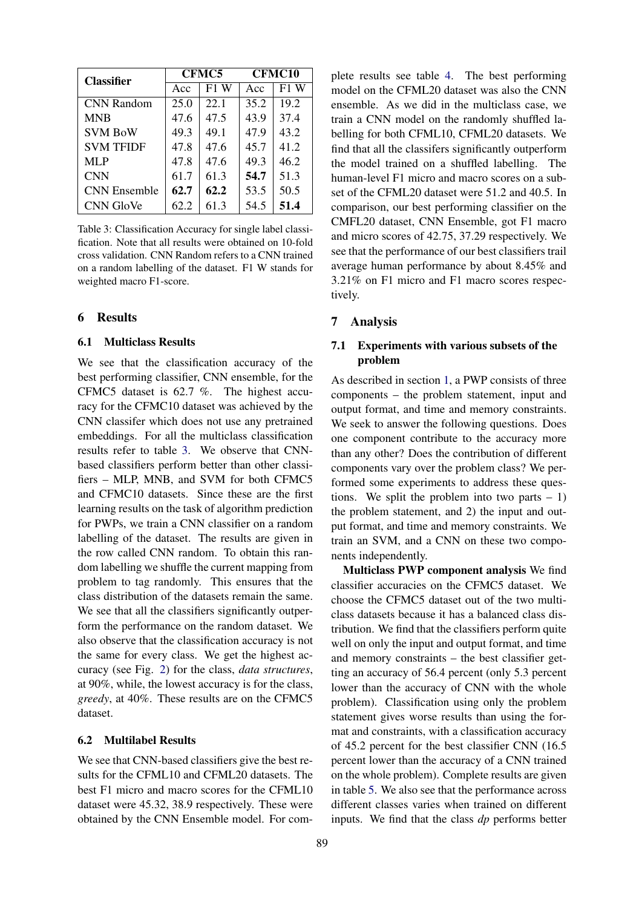| Classifier | CFMC5 | | CFMC10 | |
|---|---|---|---|---|
| | Acc | F1 W | Acc | F1 W |
| CNN Random | 25.0 | 22.1 | 35.2 | 19.2 |
| MNB | 47.6 | 47.5 | 43.9 | 37.4 |
| SVM BoW | 49.3 | 49.1 | 47.9 | 43.2 |
| SVM TFIDF | 47.8 | 47.6 | 45.7 | 41.2 |
| MLP | 47.8 | 47.6 | 49.3 | 46.2 |
| CNN | 61.7 | 61.3 | **54.7** | 51.3 |
| CNN Ensemble | **62.7** | **62.2** | 53.5 | 50.5 |
| CNN GloVe | 62.2 | 61.3 | 54.5 | **51.4** |

Table 3: Classification Accuracy for single label classification. Note that all results were obtained on 10-fold cross validation. CNN Random refers to a CNN trained on a random labelling of the dataset. F1 W stands for weighted macro F1-score.

## 6 Results

### 6.1 Multiclass Results

We see that the classification accuracy of the best performing classifier, CNN ensemble, for the CFMC5 dataset is 62.7 %. The highest accuracy for the CFMC10 dataset was achieved by the CNN classifer which does not use any pretrained embeddings. For all the multiclass classification results refer to table 3. We observe that CNN-based classifiers perform better than other classifiers – MLP, MNB, and SVM for both CFMC5 and CFMC10 datasets. Since these are the first learning results on the task of algorithm prediction for PWPs, we train a CNN classifier on a random labelling of the dataset. The results are given in the row called CNN random. To obtain this random labelling we shuffle the current mapping from problem to tag randomly. This ensures that the class distribution of the datasets remain the same. We see that all the classifiers significantly outperform the performance on the random dataset. We also observe that the classification accuracy is not the same for every class. We get the highest accuracy (see Fig. 2) for the class, *data structures*, at 90%, while, the lowest accuracy is for the class, *greedy*, at 40%. These results are on the CFMC5 dataset.

### 6.2 Multilabel Results

We see that CNN-based classifiers give the best results for the CFML10 and CFML20 datasets. The best F1 micro and macro scores for the CFML10 dataset were 45.32, 38.9 respectively. These were obtained by the CNN Ensemble model. For complete results see table 4. The best performing model on the CFML20 dataset was also the CNN ensemble. As we did in the multiclass case, we train a CNN model on the randomly shuffled labelling for both CFML10, CFML20 datasets. We find that all the classifers significantly outperform the model trained on a shuffled labelling. The human-level F1 micro and macro scores on a subset of the CFML20 dataset were 51.2 and 40.5. In comparison, our best performing classifier on the CMFL20 dataset, CNN Ensemble, got F1 macro and micro scores of 42.75, 37.29 respectively. We see that the performance of our best classifiers trail average human performance by about 8.45% and 3.21% on F1 micro and F1 macro scores respectively.

## 7 Analysis

### 7.1 Experiments with various subsets of the problem

As described in section 1, a PWP consists of three components – the problem statement, input and output format, and time and memory constraints. We seek to answer the following questions. Does one component contribute to the accuracy more than any other? Does the contribution of different components vary over the problem class? We performed some experiments to address these questions. We split the problem into two parts – 1) the problem statement, and 2) the input and output format, and time and memory constraints. We train an SVM, and a CNN on these two components independently.

**Multiclass PWP component analysis** We find classifier accuracies on the CFMC5 dataset. We choose the CFMC5 dataset out of the two multiclass datasets because it has a balanced class distribution. We find that the classifiers perform quite well on only the input and output format, and time and memory constraints – the best classifier getting an accuracy of 56.4 percent (only 5.3 percent lower than the accuracy of CNN with the whole problem). Classification using only the problem statement gives worse results than using the format and constraints, with a classification accuracy of 45.2 percent for the best classifier CNN (16.5 percent lower than the accuracy of a CNN trained on the whole problem). Complete results are given in table 5. We also see that the performance across different classes varies when trained on different inputs. We find that the class *dp* performs better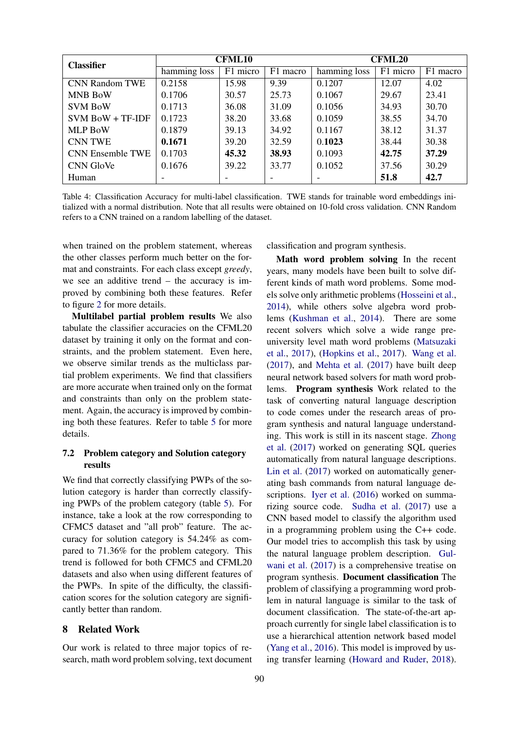| Classifier | CFML10 | | | CFML20 | | |
|---|---|---|---|---|---|---|
| | hamming loss | F1 micro | F1 macro | hamming loss | F1 micro | F1 macro |
| CNN Random TWE | 0.2158 | 15.98 | 9.39 | 0.1207 | 12.07 | 4.02 |
| MNB BoW | 0.1706 | 30.57 | 25.73 | 0.1067 | 29.67 | 23.41 |
| SVM BoW | 0.1713 | 36.08 | 31.09 | 0.1056 | 34.93 | 30.70 |
| SVM BoW + TF-IDF | 0.1723 | 38.20 | 33.68 | 0.1059 | 38.55 | 34.70 |
| MLP BoW | 0.1879 | 39.13 | 34.92 | 0.1167 | 38.12 | 31.37 |
| CNN TWE | **0.1671** | 39.20 | 32.59 | 0.**1023** | 38.44 | 30.38 |
| CNN Ensemble TWE | 0.1703 | **45.32** | **38.93** | 0.1093 | **42.75** | **37.29** |
| CNN GloVe | 0.1676 | 39.22 | 33.77 | 0.1052 | 37.56 | 30.29 |
| Human | - | - | - | - | **51.8** | **42.7** |

Table 4: Classification Accuracy for multi-label classification. TWE stands for trainable word embeddings initialized with a normal distribution. Note that all results were obtained on 10-fold cross validation. CNN Random refers to a CNN trained on a random labelling of the dataset.

when trained on the problem statement, whereas the other classes perform much better on the format and constraints. For each class except *greedy*, we see an additive trend – the accuracy is improved by combining both these features. Refer to figure 2 for more details.

**Multilabel partial problem results** We also tabulate the classifier accuracies on the CFML20 dataset by training it only on the format and constraints, and the problem statement. Even here, we observe similar trends as the multiclass partial problem experiments. We find that classifiers are more accurate when trained only on the format and constraints than only on the problem statement. Again, the accuracy is improved by combining both these features. Refer to table 5 for more details.

### 7.2 Problem category and Solution category results

We find that correctly classifying PWPs of the solution category is harder than correctly classifying PWPs of the problem category (table 5). For instance, take a look at the row corresponding to CFMC5 dataset and "all prob" feature. The accuracy for solution category is 54.24% as compared to 71.36% for the problem category. This trend is followed for both CFMC5 and CFML20 datasets and also when using different features of the PWPs. In spite of the difficulty, the classification scores for the solution category are significantly better than random.

## 8 Related Work

Our work is related to three major topics of research, math word problem solving, text document classification and program synthesis.

**Math word problem solving** In the recent years, many models have been built to solve different kinds of math word problems. Some models solve only arithmetic problems (Hosseini et al., 2014), while others solve algebra word problems (Kushman et al., 2014). There are some recent solvers which solve a wide range pre-university level math word problems (Matsuzaki et al., 2017), (Hopkins et al., 2017). Wang et al. (2017), and Mehta et al. (2017) have built deep neural network based solvers for math word problems. **Program synthesis** Work related to the task of converting natural language description to code comes under the research areas of program synthesis and natural language understanding. This work is still in its nascent stage. Zhong et al. (2017) worked on generating SQL queries automatically from natural language descriptions. Lin et al. (2017) worked on automatically generating bash commands from natural language descriptions. Iyer et al. (2016) worked on summarizing source code. Sudha et al. (2017) use a CNN based model to classify the algorithm used in a programming problem using the C++ code. Our model tries to accomplish this task by using the natural language problem description. Gulwani et al. (2017) is a comprehensive treatise on program synthesis. **Document classification** The problem of classifying a programming word problem in natural language is similar to the task of document classification. The state-of-the-art approach currently for single label classification is to use a hierarchical attention network based model (Yang et al., 2016). This model is improved by using transfer learning (Howard and Ruder, 2018).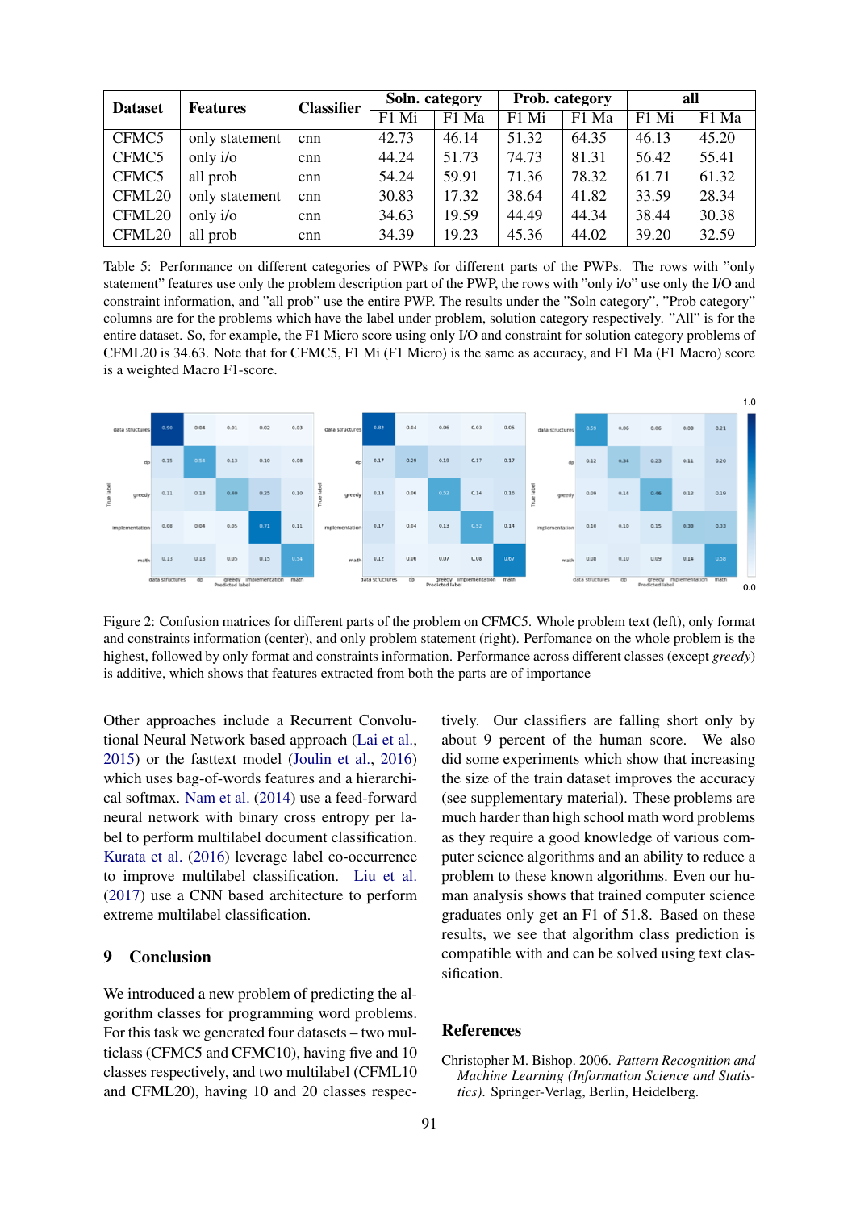| Dataset | Features | Classifier | Soln. category | | Prob. category | | all | |
|---|---|---|---|---|---|---|---|---|
| | | | F1 Mi | F1 Ma | F1 Mi | F1 Ma | F1 Mi | F1 Ma |
| CFMC5 | only statement | cnn | 42.73 | 46.14 | 51.32 | 64.35 | 46.13 | 45.20 |
| CFMC5 | only i/o | cnn | 44.24 | 51.73 | 74.73 | 81.31 | 56.42 | 55.41 |
| CFMC5 | all prob | cnn | 54.24 | 59.91 | 71.36 | 78.32 | 61.71 | 61.32 |
| CFML20 | only statement | cnn | 30.83 | 17.32 | 38.64 | 41.82 | 33.59 | 28.34 |
| CFML20 | only i/o | cnn | 34.63 | 19.59 | 44.49 | 44.34 | 38.44 | 30.38 |
| CFML20 | all prob | cnn | 34.39 | 19.23 | 45.36 | 44.02 | 39.20 | 32.59 |

Table 5: Performance on different categories of PWPs for different parts of the PWPs. The rows with "only statement" features use only the problem description part of the PWP, the rows with "only i/o" use only the I/O and constraint information, and "all prob" use the entire PWP. The results under the "Soln category", "Prob category" columns are for the problems which have the label under problem, solution category respectively. "All" is for the entire dataset. So, for example, the F1 Micro score using only I/O and constraint for solution category problems of CFML20 is 34.63. Note that for CFMC5, F1 Mi (F1 Micro) is the same as accuracy, and F1 Ma (F1 Macro) score is a weighted Macro F1-score.

Figure 2: Confusion matrices for different parts of the problem on CFMC5. Whole problem text (left), only format and constraints information (center), and only problem statement (right). Perfomance on the whole problem is the highest, followed by only format and constraints information. Performance across different classes (except *greedy*) is additive, which shows that features extracted from both the parts are of importance

Other approaches include a Recurrent Convolutional Neural Network based approach (Lai et al., 2015) or the fasttext model (Joulin et al., 2016) which uses bag-of-words features and a hierarchical softmax. Nam et al. (2014) use a feed-forward neural network with binary cross entropy per label to perform multilabel document classification. Kurata et al. (2016) leverage label co-occurrence to improve multilabel classification. Liu et al. (2017) use a CNN based architecture to perform extreme multilabel classification.

## 9 Conclusion

We introduced a new problem of predicting the algorithm classes for programming word problems. For this task we generated four datasets – two multiclass (CFMC5 and CFMC10), having five and 10 classes respectively, and two multilabel (CFML10 and CFML20), having 10 and 20 classes respectively. Our classifiers are falling short only by about 9 percent of the human score. We also did some experiments which show that increasing the size of the train dataset improves the accuracy (see supplementary material). These problems are much harder than high school math word problems as they require a good knowledge of various computer science algorithms and an ability to reduce a problem to these known algorithms. Even our human analysis shows that trained computer science graduates only get an F1 of 51.8. Based on these results, we see that algorithm class prediction is compatible with and can be solved using text classification.

## References

Christopher M. Bishop. 2006. *Pattern Recognition and Machine Learning (Information Science and Statistics)*. Springer-Verlag, Berlin, Heidelberg.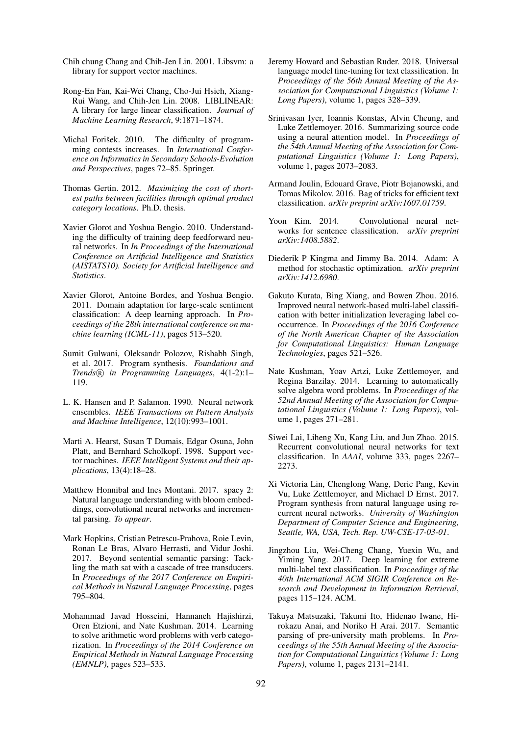Chih chung Chang and Chih-Jen Lin. 2001. Libsvm: a library for support vector machines.

Rong-En Fan, Kai-Wei Chang, Cho-Jui Hsieh, Xiang-Rui Wang, and Chih-Jen Lin. 2008. LIBLINEAR: A library for large linear classification. *Journal of Machine Learning Research*, 9:1871–1874.

Michal Forišek. 2010. The difficulty of programming contests increases. In *International Conference on Informatics in Secondary Schools-Evolution and Perspectives*, pages 72–85. Springer.

Thomas Gertin. 2012. *Maximizing the cost of shortest paths between facilities through optimal product category locations*. Ph.D. thesis.

Xavier Glorot and Yoshua Bengio. 2010. Understanding the difficulty of training deep feedforward neural networks. In *In Proceedings of the International Conference on Artificial Intelligence and Statistics (AISTATS10). Society for Artificial Intelligence and Statistics*.

Xavier Glorot, Antoine Bordes, and Yoshua Bengio. 2011. Domain adaptation for large-scale sentiment classification: A deep learning approach. In *Proceedings of the 28th international conference on machine learning (ICML-11)*, pages 513–520.

Sumit Gulwani, Oleksandr Polozov, Rishabh Singh, et al. 2017. Program synthesis. *Foundations and Trends® in Programming Languages*, 4(1-2):1–119.

L. K. Hansen and P. Salamon. 1990. Neural network ensembles. *IEEE Transactions on Pattern Analysis and Machine Intelligence*, 12(10):993–1001.

Marti A. Hearst, Susan T Dumais, Edgar Osuna, John Platt, and Bernhard Scholkopf. 1998. Support vector machines. *IEEE Intelligent Systems and their applications*, 13(4):18–28.

Matthew Honnibal and Ines Montani. 2017. spacy 2: Natural language understanding with bloom embeddings, convolutional neural networks and incremental parsing. *To appear*.

Mark Hopkins, Cristian Petrescu-Prahova, Roie Levin, Ronan Le Bras, Alvaro Herrasti, and Vidur Joshi. 2017. Beyond sentential semantic parsing: Tackling the math sat with a cascade of tree transducers. In *Proceedings of the 2017 Conference on Empirical Methods in Natural Language Processing*, pages 795–804.

Mohammad Javad Hosseini, Hannaneh Hajishirzi, Oren Etzioni, and Nate Kushman. 2014. Learning to solve arithmetic word problems with verb categorization. In *Proceedings of the 2014 Conference on Empirical Methods in Natural Language Processing (EMNLP)*, pages 523–533.

Jeremy Howard and Sebastian Ruder. 2018. Universal language model fine-tuning for text classification. In *Proceedings of the 56th Annual Meeting of the Association for Computational Linguistics (Volume 1: Long Papers)*, volume 1, pages 328–339.

Srinivasan Iyer, Ioannis Konstas, Alvin Cheung, and Luke Zettlemoyer. 2016. Summarizing source code using a neural attention model. In *Proceedings of the 54th Annual Meeting of the Association for Computational Linguistics (Volume 1: Long Papers)*, volume 1, pages 2073–2083.

Armand Joulin, Edouard Grave, Piotr Bojanowski, and Tomas Mikolov. 2016. Bag of tricks for efficient text classification. *arXiv preprint arXiv:1607.01759*.

Yoon Kim. 2014. Convolutional neural networks for sentence classification. *arXiv preprint arXiv:1408.5882*.

Diederik P Kingma and Jimmy Ba. 2014. Adam: A method for stochastic optimization. *arXiv preprint arXiv:1412.6980*.

Gakuto Kurata, Bing Xiang, and Bowen Zhou. 2016. Improved neural network-based multi-label classification with better initialization leveraging label cooccurrence. In *Proceedings of the 2016 Conference of the North American Chapter of the Association for Computational Linguistics: Human Language Technologies*, pages 521–526.

Nate Kushman, Yoav Artzi, Luke Zettlemoyer, and Regina Barzilay. 2014. Learning to automatically solve algebra word problems. In *Proceedings of the 52nd Annual Meeting of the Association for Computational Linguistics (Volume 1: Long Papers)*, volume 1, pages 271–281.

Siwei Lai, Liheng Xu, Kang Liu, and Jun Zhao. 2015. Recurrent convolutional neural networks for text classification. In *AAAI*, volume 333, pages 2267–2273.

Xi Victoria Lin, Chenglong Wang, Deric Pang, Kevin Vu, Luke Zettlemoyer, and Michael D Ernst. 2017. Program synthesis from natural language using recurrent neural networks. *University of Washington Department of Computer Science and Engineering, Seattle, WA, USA, Tech. Rep. UW-CSE-17-03-01*.

Jingzhou Liu, Wei-Cheng Chang, Yuexin Wu, and Yiming Yang. 2017. Deep learning for extreme multi-label text classification. In *Proceedings of the 40th International ACM SIGIR Conference on Research and Development in Information Retrieval*, pages 115–124. ACM.

Takuya Matsuzaki, Takumi Ito, Hidenao Iwane, Hirokazu Anai, and Noriko H Arai. 2017. Semantic parsing of pre-university math problems. In *Proceedings of the 55th Annual Meeting of the Association for Computational Linguistics (Volume 1: Long Papers)*, volume 1, pages 2131–2141.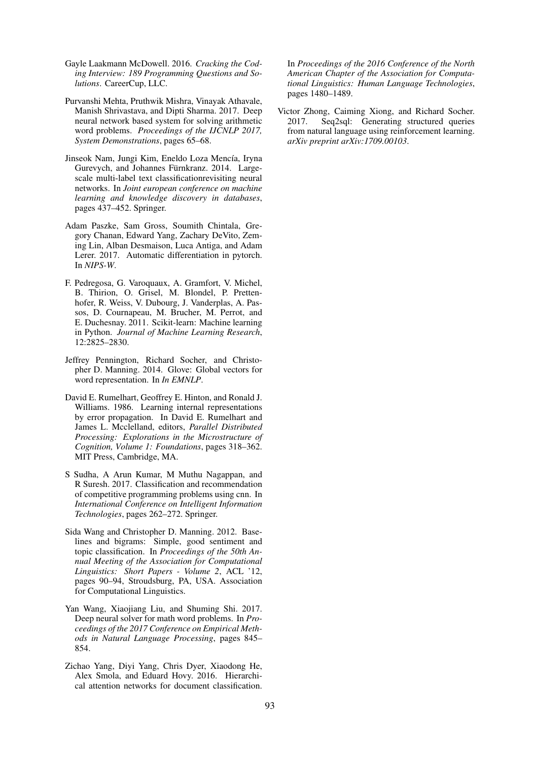Gayle Laakmann McDowell. 2016. *Cracking the Coding Interview: 189 Programming Questions and Solutions*. CareerCup, LLC.

Purvanshi Mehta, Pruthwik Mishra, Vinayak Athavale, Manish Shrivastava, and Dipti Sharma. 2017. Deep neural network based system for solving arithmetic word problems. *Proceedings of the IJCNLP 2017, System Demonstrations*, pages 65–68.

Jinseok Nam, Jungi Kim, Eneldo Loza Mencía, Iryna Gurevych, and Johannes Fürnkranz. 2014. Large-scale multi-label text classificationrevisiting neural networks. In *Joint european conference on machine learning and knowledge discovery in databases*, pages 437–452. Springer.

Adam Paszke, Sam Gross, Soumith Chintala, Gregory Chanan, Edward Yang, Zachary DeVito, Zeming Lin, Alban Desmaison, Luca Antiga, and Adam Lerer. 2017. Automatic differentiation in pytorch. In *NIPS-W*.

F. Pedregosa, G. Varoquaux, A. Gramfort, V. Michel, B. Thirion, O. Grisel, M. Blondel, P. Prettenhofer, R. Weiss, V. Dubourg, J. Vanderplas, A. Passos, D. Cournapeau, M. Brucher, M. Perrot, and E. Duchesnay. 2011. Scikit-learn: Machine learning in Python. *Journal of Machine Learning Research*, 12:2825–2830.

Jeffrey Pennington, Richard Socher, and Christopher D. Manning. 2014. Glove: Global vectors for word representation. In *In EMNLP*.

David E. Rumelhart, Geoffrey E. Hinton, and Ronald J. Williams. 1986. Learning internal representations by error propagation. In David E. Rumelhart and James L. Mcclelland, editors, *Parallel Distributed Processing: Explorations in the Microstructure of Cognition, Volume 1: Foundations*, pages 318–362. MIT Press, Cambridge, MA.

S Sudha, A Arun Kumar, M Muthu Nagappan, and R Suresh. 2017. Classification and recommendation of competitive programming problems using cnn. In *International Conference on Intelligent Information Technologies*, pages 262–272. Springer.

Sida Wang and Christopher D. Manning. 2012. Baselines and bigrams: Simple, good sentiment and topic classification. In *Proceedings of the 50th Annual Meeting of the Association for Computational Linguistics: Short Papers - Volume 2*, ACL '12, pages 90–94, Stroudsburg, PA, USA. Association for Computational Linguistics.

Yan Wang, Xiaojiang Liu, and Shuming Shi. 2017. Deep neural solver for math word problems. In *Proceedings of the 2017 Conference on Empirical Methods in Natural Language Processing*, pages 845–854.

Zichao Yang, Diyi Yang, Chris Dyer, Xiaodong He, Alex Smola, and Eduard Hovy. 2016. Hierarchical attention networks for document classification. In *Proceedings of the 2016 Conference of the North American Chapter of the Association for Computational Linguistics: Human Language Technologies*, pages 1480–1489.

Victor Zhong, Caiming Xiong, and Richard Socher. 2017. Seq2sql: Generating structured queries from natural language using reinforcement learning. *arXiv preprint arXiv:1709.00103*.